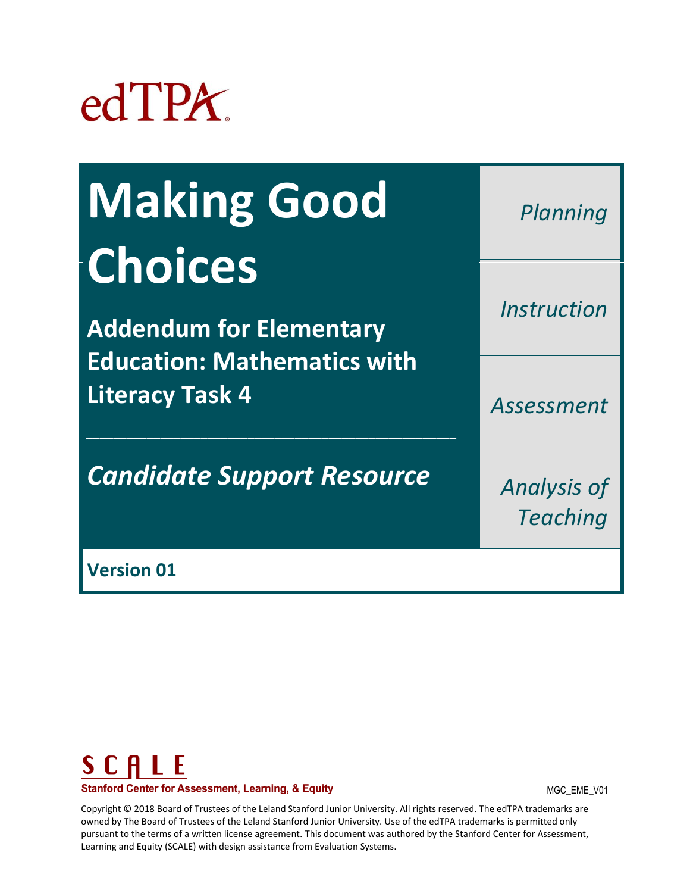edTPA

# Making Good Choices

## Addendum for Elementary Education: Mathematics with Literacy Task 4

*Candidate Support Resource*

*Planning*

*Instruction*

*Assessment*

*Analysis of Teaching*

**Version 01**

SCALE
Stanford Center for Assessment, Learning, & Equity

MGC_EME_V01

Copyright © 2018 Board of Trustees of the Leland Stanford Junior University. All rights reserved. The edTPA trademarks are owned by The Board of Trustees of the Leland Stanford Junior University. Use of the edTPA trademarks is permitted only pursuant to the terms of a written license agreement. This document was authored by the Stanford Center for Assessment, Learning and Equity (SCALE) with design assistance from Evaluation Systems.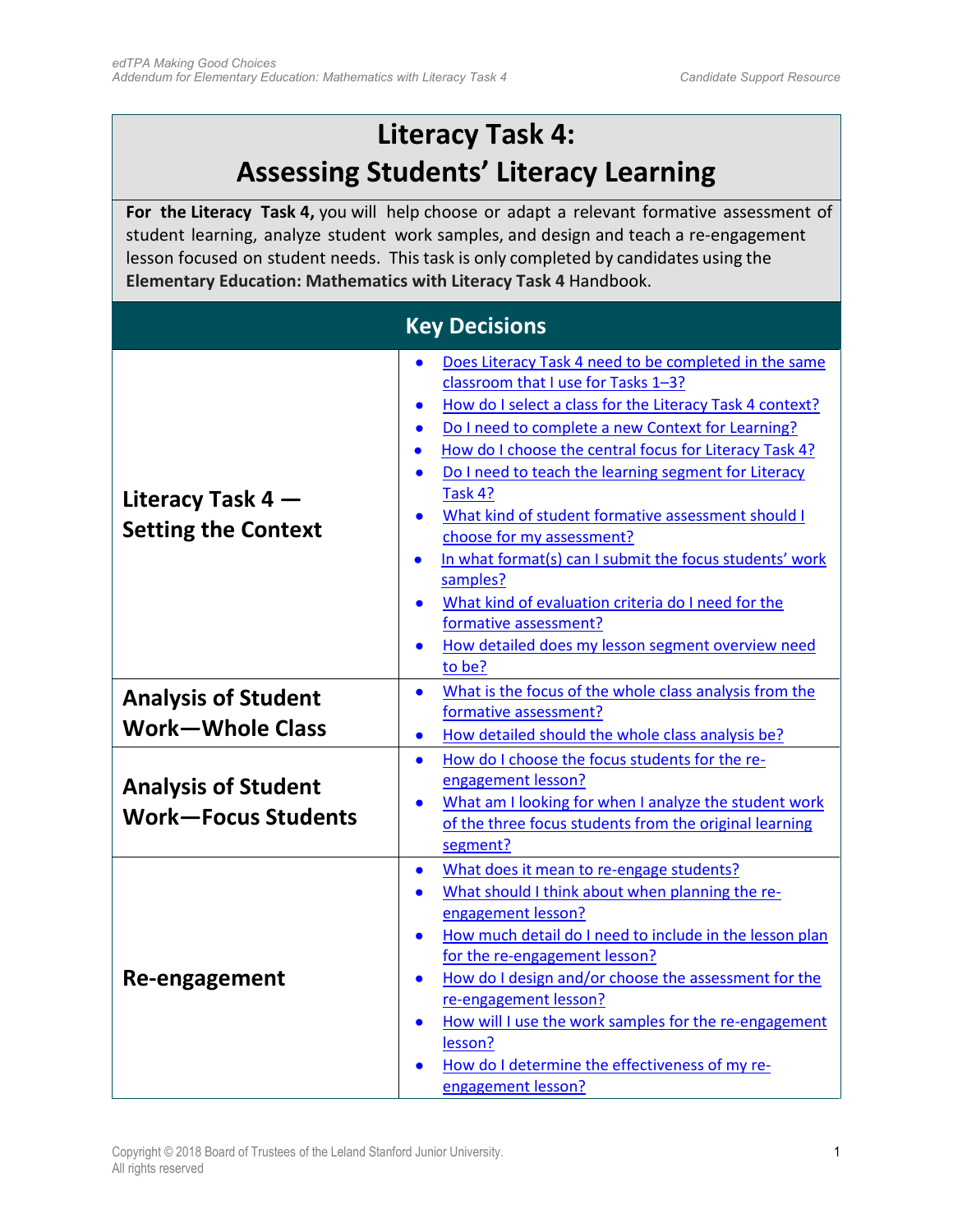# Literacy Task 4: Assessing Students' Literacy Learning

**For the Literacy Task 4,** you will help choose or adapt a relevant formative assessment of student learning, analyze student work samples, and design and teach a re-engagement lesson focused on student needs. This task is only completed by candidates using the **Elementary Education: Mathematics with Literacy Task 4** Handbook.

## Key Decisions

| | |
|---|---|
| **Literacy Task 4 — Setting the Context** | • Does Literacy Task 4 need to be completed in the same classroom that I use for Tasks 1–3?<br>• How do I select a class for the Literacy Task 4 context?<br>• Do I need to complete a new Context for Learning?<br>• How do I choose the central focus for Literacy Task 4?<br>• Do I need to teach the learning segment for Literacy Task 4?<br>• What kind of student formative assessment should I choose for my assessment?<br>• In what format(s) can I submit the focus students' work samples?<br>• What kind of evaluation criteria do I need for the formative assessment?<br>• How detailed does my lesson segment overview need to be? |
| **Analysis of Student Work—Whole Class** | • What is the focus of the whole class analysis from the formative assessment?<br>• How detailed should the whole class analysis be? |
| **Analysis of Student Work—Focus Students** | • How do I choose the focus students for the re-engagement lesson?<br>• What am I looking for when I analyze the student work of the three focus students from the original learning segment? |
| **Re-engagement** | • What does it mean to re-engage students?<br>• What should I think about when planning the re-engagement lesson?<br>• How much detail do I need to include in the lesson plan for the re-engagement lesson?<br>• How do I design and/or choose the assessment for the re-engagement lesson?<br>• How will I use the work samples for the re-engagement lesson?<br>• How do I determine the effectiveness of my re-engagement lesson? |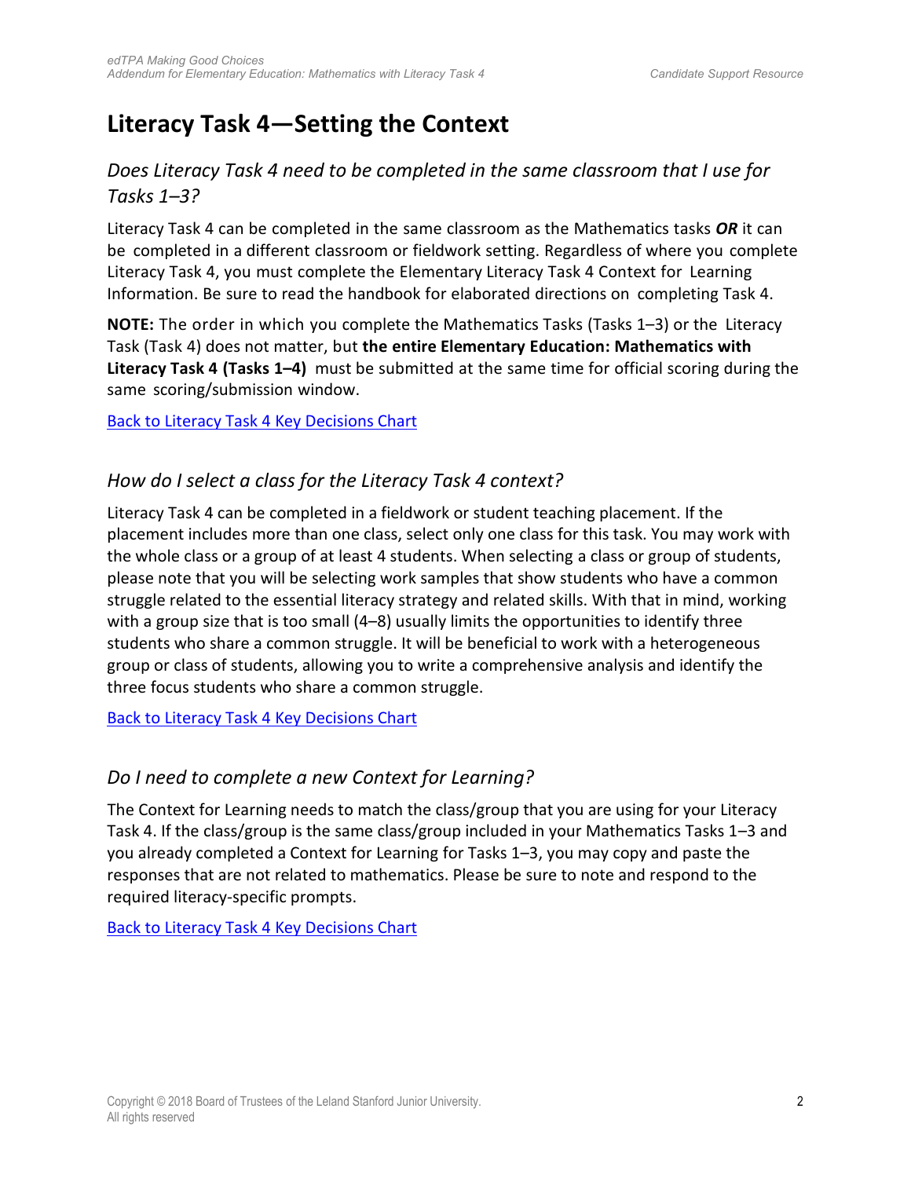# Literacy Task 4—Setting the Context

### *Does Literacy Task 4 need to be completed in the same classroom that I use for Tasks 1–3?*

Literacy Task 4 can be completed in the same classroom as the Mathematics tasks ***OR*** it can be completed in a different classroom or fieldwork setting. Regardless of where you complete Literacy Task 4, you must complete the Elementary Literacy Task 4 Context for Learning Information. Be sure to read the handbook for elaborated directions on completing Task 4.

**NOTE:** The order in which you complete the Mathematics Tasks (Tasks 1–3) or the Literacy Task (Task 4) does not matter, but **the entire Elementary Education: Mathematics with Literacy Task 4 (Tasks 1–4)** must be submitted at the same time for official scoring during the same scoring/submission window.

Back to Literacy Task 4 Key Decisions Chart

### *How do I select a class for the Literacy Task 4 context?*

Literacy Task 4 can be completed in a fieldwork or student teaching placement. If the placement includes more than one class, select only one class for this task. You may work with the whole class or a group of at least 4 students. When selecting a class or group of students, please note that you will be selecting work samples that show students who have a common struggle related to the essential literacy strategy and related skills. With that in mind, working with a group size that is too small (4–8) usually limits the opportunities to identify three students who share a common struggle. It will be beneficial to work with a heterogeneous group or class of students, allowing you to write a comprehensive analysis and identify the three focus students who share a common struggle.

Back to Literacy Task 4 Key Decisions Chart

### *Do I need to complete a new Context for Learning?*

The Context for Learning needs to match the class/group that you are using for your Literacy Task 4. If the class/group is the same class/group included in your Mathematics Tasks 1–3 and you already completed a Context for Learning for Tasks 1–3, you may copy and paste the responses that are not related to mathematics. Please be sure to note and respond to the required literacy-specific prompts.

Back to Literacy Task 4 Key Decisions Chart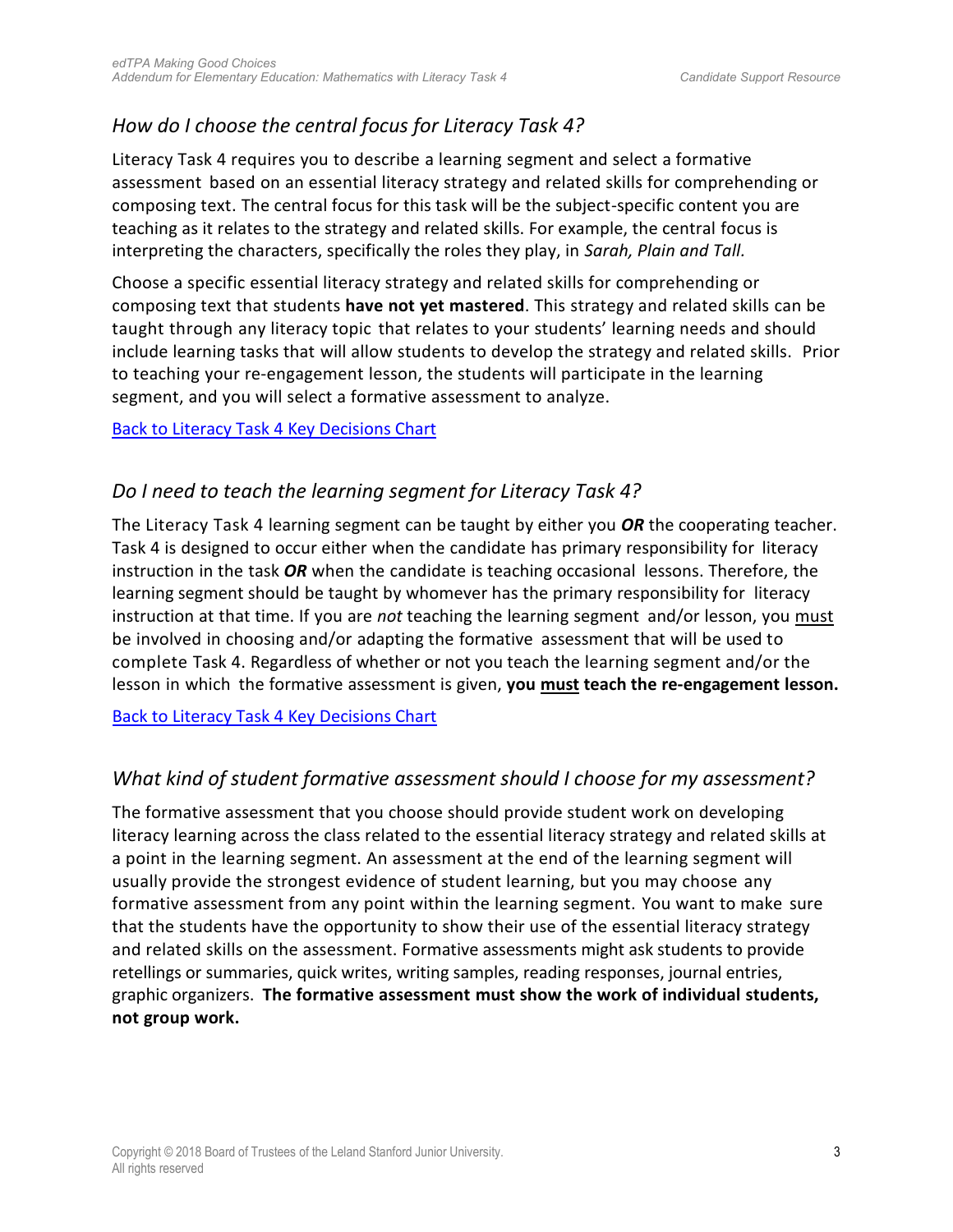## *How do I choose the central focus for Literacy Task 4?*

Literacy Task 4 requires you to describe a learning segment and select a formative assessment based on an essential literacy strategy and related skills for comprehending or composing text. The central focus for this task will be the subject-specific content you are teaching as it relates to the strategy and related skills. For example, the central focus is interpreting the characters, specifically the roles they play, in *Sarah, Plain and Tall.*

Choose a specific essential literacy strategy and related skills for comprehending or composing text that students **have not yet mastered**. This strategy and related skills can be taught through any literacy topic that relates to your students' learning needs and should include learning tasks that will allow students to develop the strategy and related skills. Prior to teaching your re-engagement lesson, the students will participate in the learning segment, and you will select a formative assessment to analyze.

Back to Literacy Task 4 Key Decisions Chart

## *Do I need to teach the learning segment for Literacy Task 4?*

The Literacy Task 4 learning segment can be taught by either you ***OR*** the cooperating teacher. Task 4 is designed to occur either when the candidate has primary responsibility for literacy instruction in the task ***OR*** when the candidate is teaching occasional lessons. Therefore, the learning segment should be taught by whomever has the primary responsibility for literacy instruction at that time. If you are *not* teaching the learning segment and/or lesson, you must be involved in choosing and/or adapting the formative assessment that will be used to complete Task 4. Regardless of whether or not you teach the learning segment and/or the lesson in which the formative assessment is given, **you must teach the re-engagement lesson.**

Back to Literacy Task 4 Key Decisions Chart

## *What kind of student formative assessment should I choose for my assessment?*

The formative assessment that you choose should provide student work on developing literacy learning across the class related to the essential literacy strategy and related skills at a point in the learning segment. An assessment at the end of the learning segment will usually provide the strongest evidence of student learning, but you may choose any formative assessment from any point within the learning segment. You want to make sure that the students have the opportunity to show their use of the essential literacy strategy and related skills on the assessment. Formative assessments might ask students to provide retellings or summaries, quick writes, writing samples, reading responses, journal entries, graphic organizers. **The formative assessment must show the work of individual students, not group work.**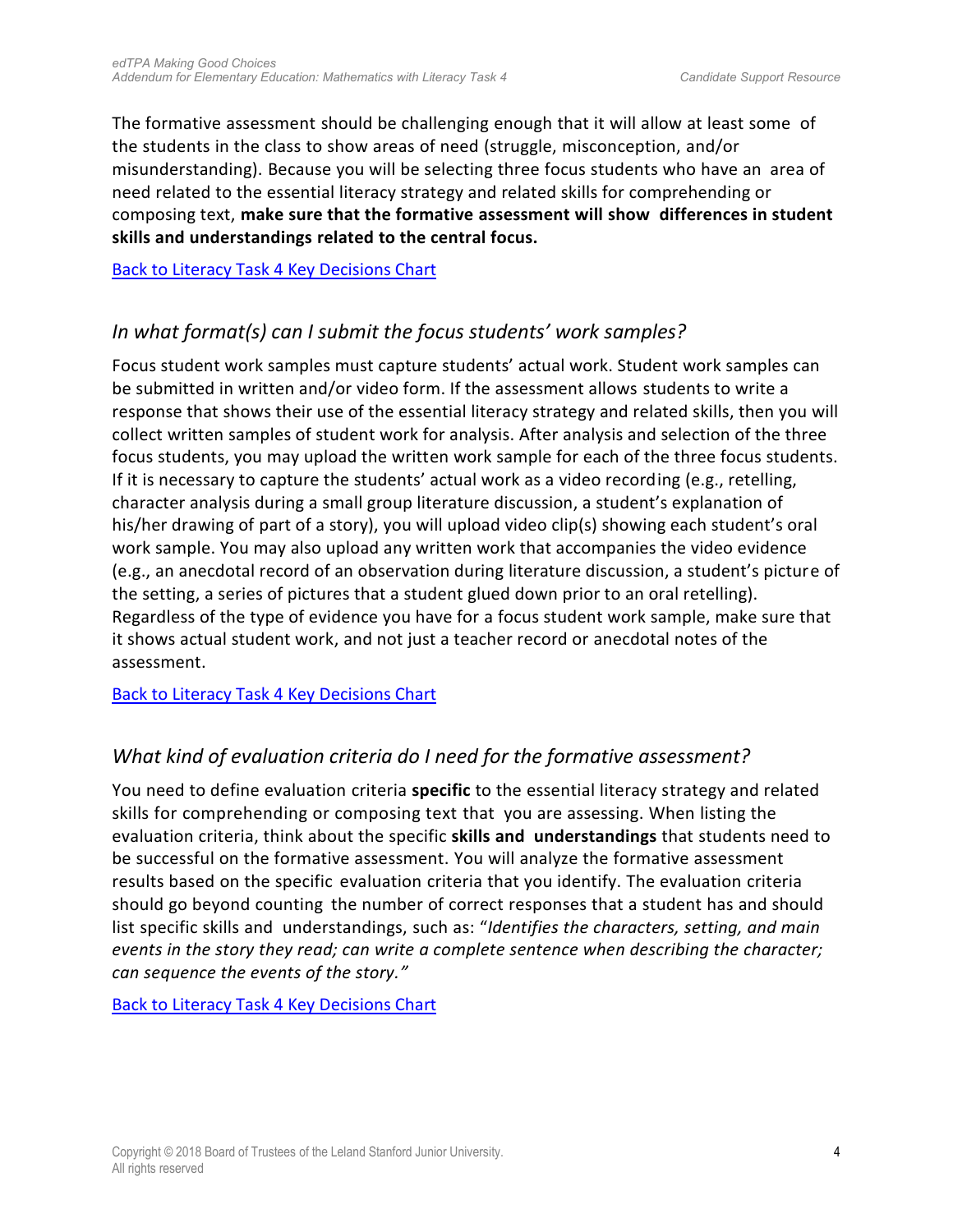The formative assessment should be challenging enough that it will allow at least some of the students in the class to show areas of need (struggle, misconception, and/or misunderstanding). Because you will be selecting three focus students who have an area of need related to the essential literacy strategy and related skills for comprehending or composing text, **make sure that the formative assessment will show differences in student skills and understandings related to the central focus.**

Back to Literacy Task 4 Key Decisions Chart

## *In what format(s) can I submit the focus students' work samples?*

Focus student work samples must capture students' actual work. Student work samples can be submitted in written and/or video form. If the assessment allows students to write a response that shows their use of the essential literacy strategy and related skills, then you will collect written samples of student work for analysis. After analysis and selection of the three focus students, you may upload the written work sample for each of the three focus students. If it is necessary to capture the students' actual work as a video recording (e.g., retelling, character analysis during a small group literature discussion, a student's explanation of his/her drawing of part of a story), you will upload video clip(s) showing each student's oral work sample. You may also upload any written work that accompanies the video evidence (e.g., an anecdotal record of an observation during literature discussion, a student's picture of the setting, a series of pictures that a student glued down prior to an oral retelling). Regardless of the type of evidence you have for a focus student work sample, make sure that it shows actual student work, and not just a teacher record or anecdotal notes of the assessment.

Back to Literacy Task 4 Key Decisions Chart

## *What kind of evaluation criteria do I need for the formative assessment?*

You need to define evaluation criteria **specific** to the essential literacy strategy and related skills for comprehending or composing text that you are assessing. When listing the evaluation criteria, think about the specific **skills and understandings** that students need to be successful on the formative assessment. You will analyze the formative assessment results based on the specific evaluation criteria that you identify. The evaluation criteria should go beyond counting the number of correct responses that a student has and should list specific skills and understandings, such as: "*Identifies the characters, setting, and main events in the story they read; can write a complete sentence when describing the character; can sequence the events of the story.*"

Back to Literacy Task 4 Key Decisions Chart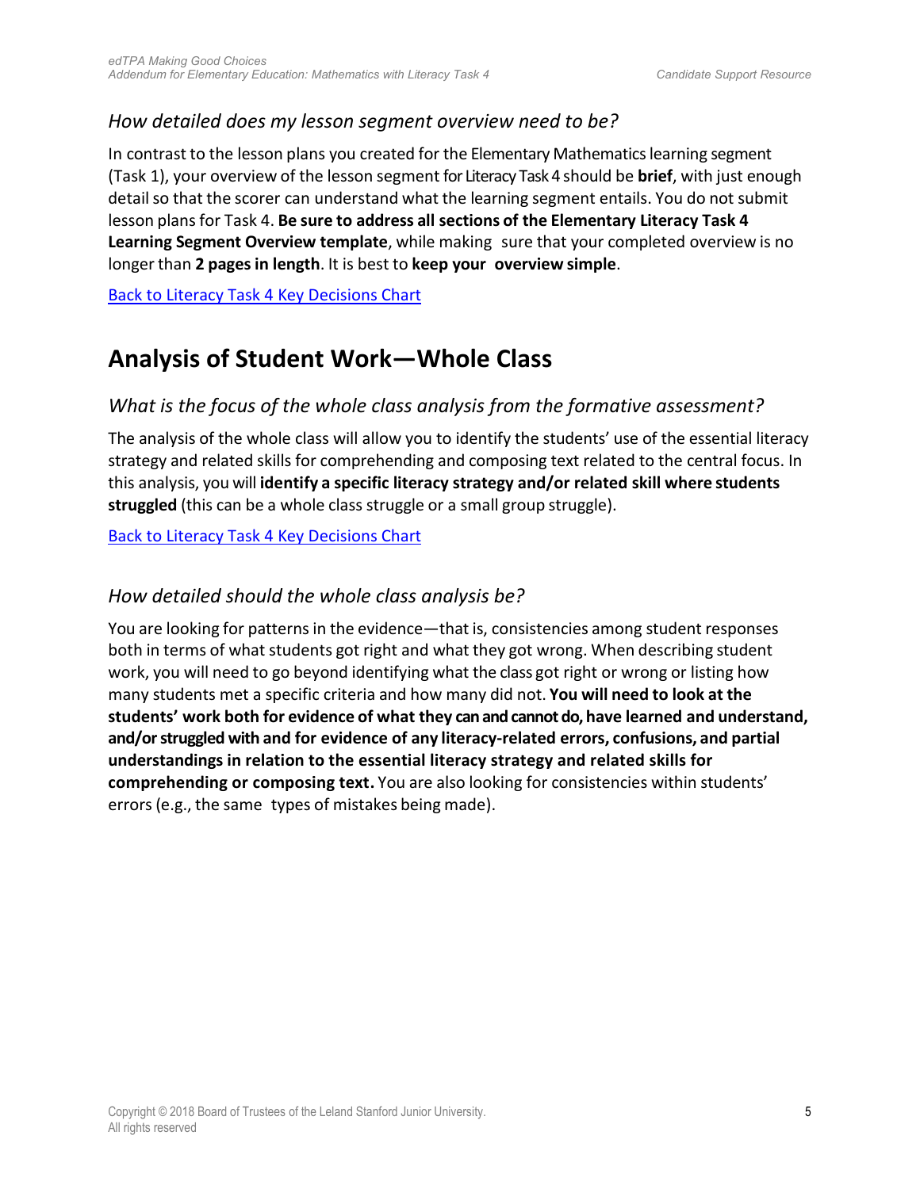### *How detailed does my lesson segment overview need to be?*

In contrast to the lesson plans you created for the Elementary Mathematics learning segment (Task 1), your overview of the lesson segment for Literacy Task 4 should be **brief**, with just enough detail so that the scorer can understand what the learning segment entails. You do not submit lesson plans for Task 4. **Be sure to address all sections of the Elementary Literacy Task 4 Learning Segment Overview template**, while making sure that your completed overview is no longer than **2 pages in length**. It is best to **keep your overview simple**.

[Back to Literacy Task 4 Key Decisions Chart]

## Analysis of Student Work—Whole Class

### *What is the focus of the whole class analysis from the formative assessment?*

The analysis of the whole class will allow you to identify the students' use of the essential literacy strategy and related skills for comprehending and composing text related to the central focus. In this analysis, you will **identify a specific literacy strategy and/or related skill where students struggled** (this can be a whole class struggle or a small group struggle).

[Back to Literacy Task 4 Key Decisions Chart]

### *How detailed should the whole class analysis be?*

You are looking for patterns in the evidence—that is, consistencies among student responses both in terms of what students got right and what they got wrong. When describing student work, you will need to go beyond identifying what the class got right or wrong or listing how many students met a specific criteria and how many did not. **You will need to look at the students' work both for evidence of what they can and cannot do, have learned and understand, and/or struggled with and for evidence of any literacy-related errors, confusions, and partial understandings in relation to the essential literacy strategy and related skills for comprehending or composing text.** You are also looking for consistencies within students' errors (e.g., the same types of mistakes being made).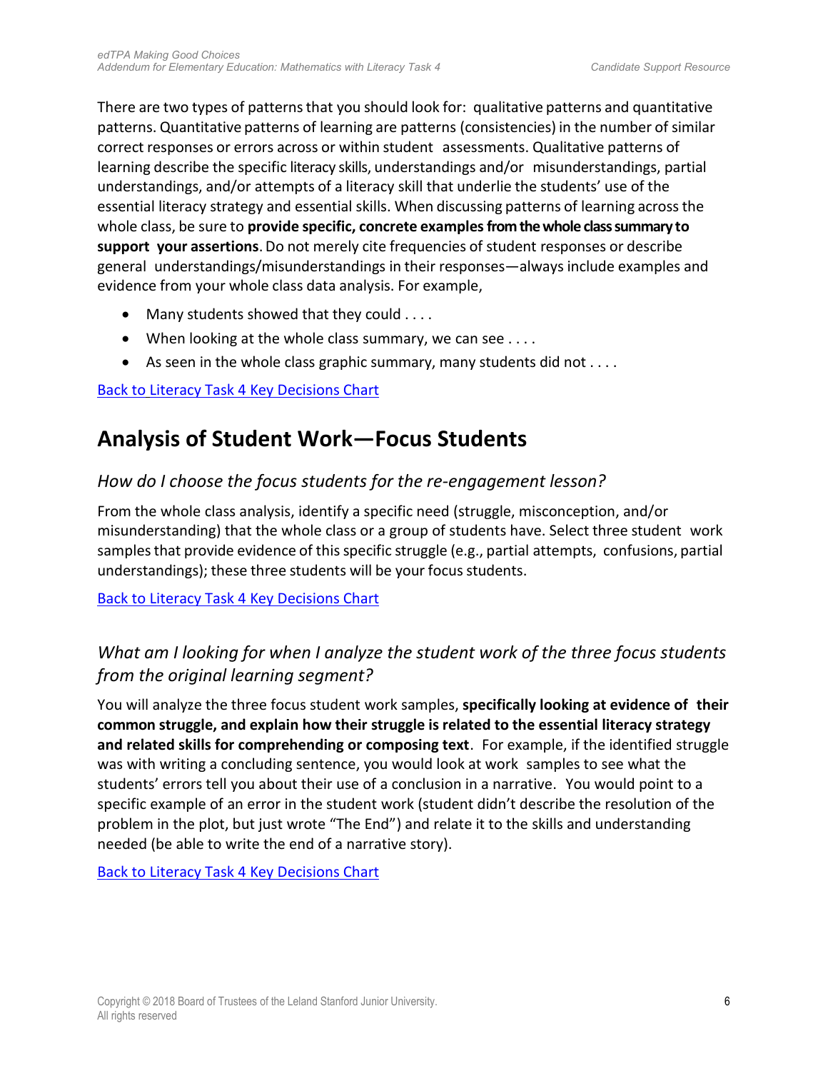There are two types of patterns that you should look for: qualitative patterns and quantitative patterns. Quantitative patterns of learning are patterns (consistencies) in the number of similar correct responses or errors across or within student assessments. Qualitative patterns of learning describe the specific literacy skills, understandings and/or misunderstandings, partial understandings, and/or attempts of a literacy skill that underlie the students' use of the essential literacy strategy and essential skills. When discussing patterns of learning across the whole class, be sure to **provide specific, concrete examples from the whole class summary to support your assertions**. Do not merely cite frequencies of student responses or describe general understandings/misunderstandings in their responses—always include examples and evidence from your whole class data analysis. For example,

- Many students showed that they could . . . .
- When looking at the whole class summary, we can see . . . .
- As seen in the whole class graphic summary, many students did not . . . .

Back to Literacy Task 4 Key Decisions Chart

## Analysis of Student Work—Focus Students

### *How do I choose the focus students for the re-engagement lesson?*

From the whole class analysis, identify a specific need (struggle, misconception, and/or misunderstanding) that the whole class or a group of students have. Select three student work samples that provide evidence of this specific struggle (e.g., partial attempts, confusions, partial understandings); these three students will be your focus students.

Back to Literacy Task 4 Key Decisions Chart

### *What am I looking for when I analyze the student work of the three focus students from the original learning segment?*

You will analyze the three focus student work samples, **specifically looking at evidence of their common struggle, and explain how their struggle is related to the essential literacy strategy and related skills for comprehending or composing text**. For example, if the identified struggle was with writing a concluding sentence, you would look at work samples to see what the students' errors tell you about their use of a conclusion in a narrative. You would point to a specific example of an error in the student work (student didn't describe the resolution of the problem in the plot, but just wrote "The End") and relate it to the skills and understanding needed (be able to write the end of a narrative story).

Back to Literacy Task 4 Key Decisions Chart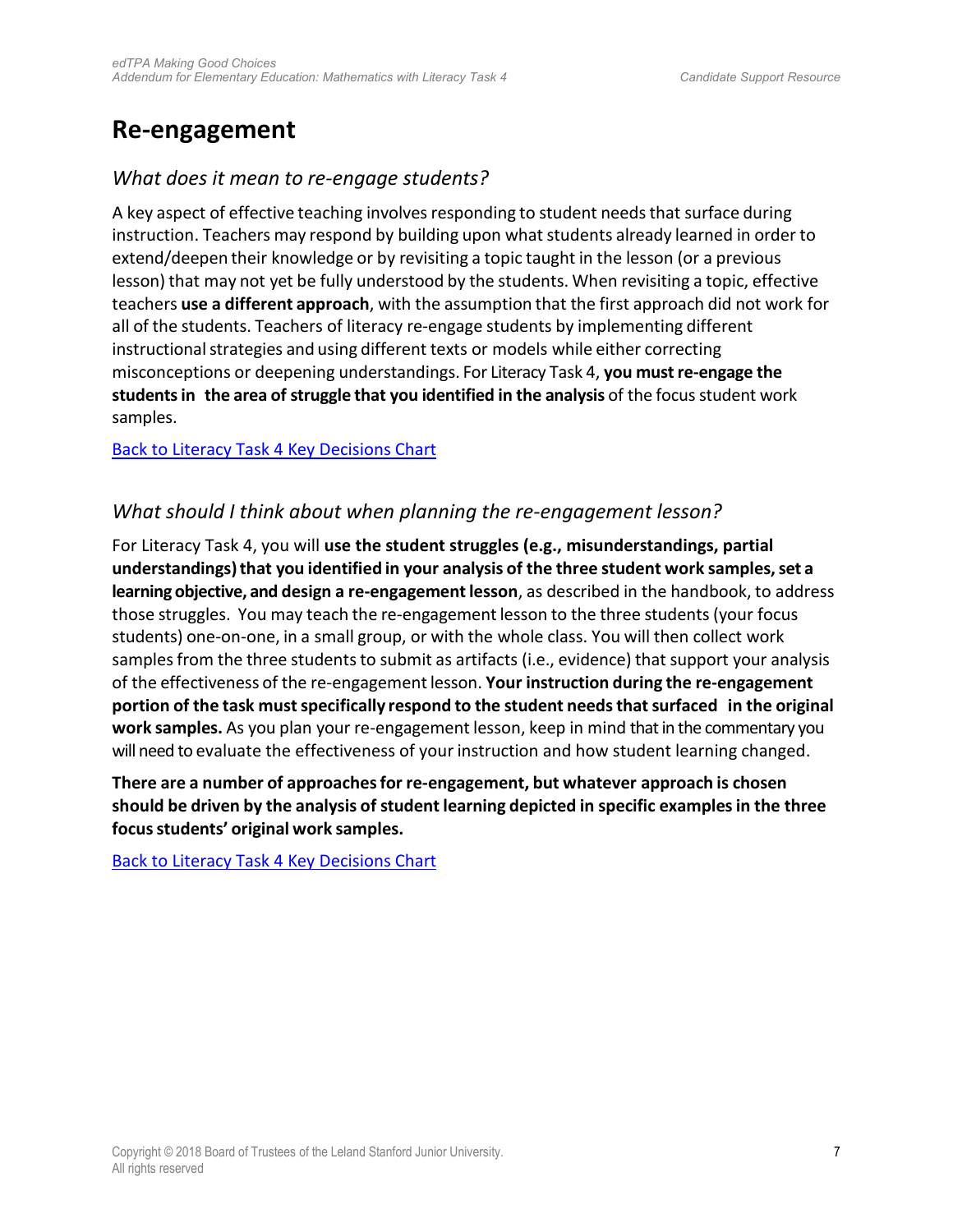# Re-engagement

## *What does it mean to re-engage students?*

A key aspect of effective teaching involves responding to student needs that surface during instruction. Teachers may respond by building upon what students already learned in order to extend/deepen their knowledge or by revisiting a topic taught in the lesson (or a previous lesson) that may not yet be fully understood by the students. When revisiting a topic, effective teachers **use a different approach**, with the assumption that the first approach did not work for all of the students. Teachers of literacy re-engage students by implementing different instructional strategies and using different texts or models while either correcting misconceptions or deepening understandings. For Literacy Task 4, **you must re-engage the students in the area of struggle that you identified in the analysis** of the focus student work samples.

Back to Literacy Task 4 Key Decisions Chart

## *What should I think about when planning the re-engagement lesson?*

For Literacy Task 4, you will **use the student struggles (e.g., misunderstandings, partial understandings) that you identified in your analysis of the three student work samples, set a learning objective, and design a re-engagement lesson**, as described in the handbook, to address those struggles. You may teach the re-engagement lesson to the three students (your focus students) one-on-one, in a small group, or with the whole class. You will then collect work samples from the three students to submit as artifacts (i.e., evidence) that support your analysis of the effectiveness of the re-engagement lesson. **Your instruction during the re-engagement portion of the task must specifically respond to the student needs that surfaced in the original work samples.** As you plan your re-engagement lesson, keep in mind that in the commentary you will need to evaluate the effectiveness of your instruction and how student learning changed.

**There are a number of approaches for re-engagement, but whatever approach is chosen should be driven by the analysis of student learning depicted in specific examples in the three focus students' original work samples.**

Back to Literacy Task 4 Key Decisions Chart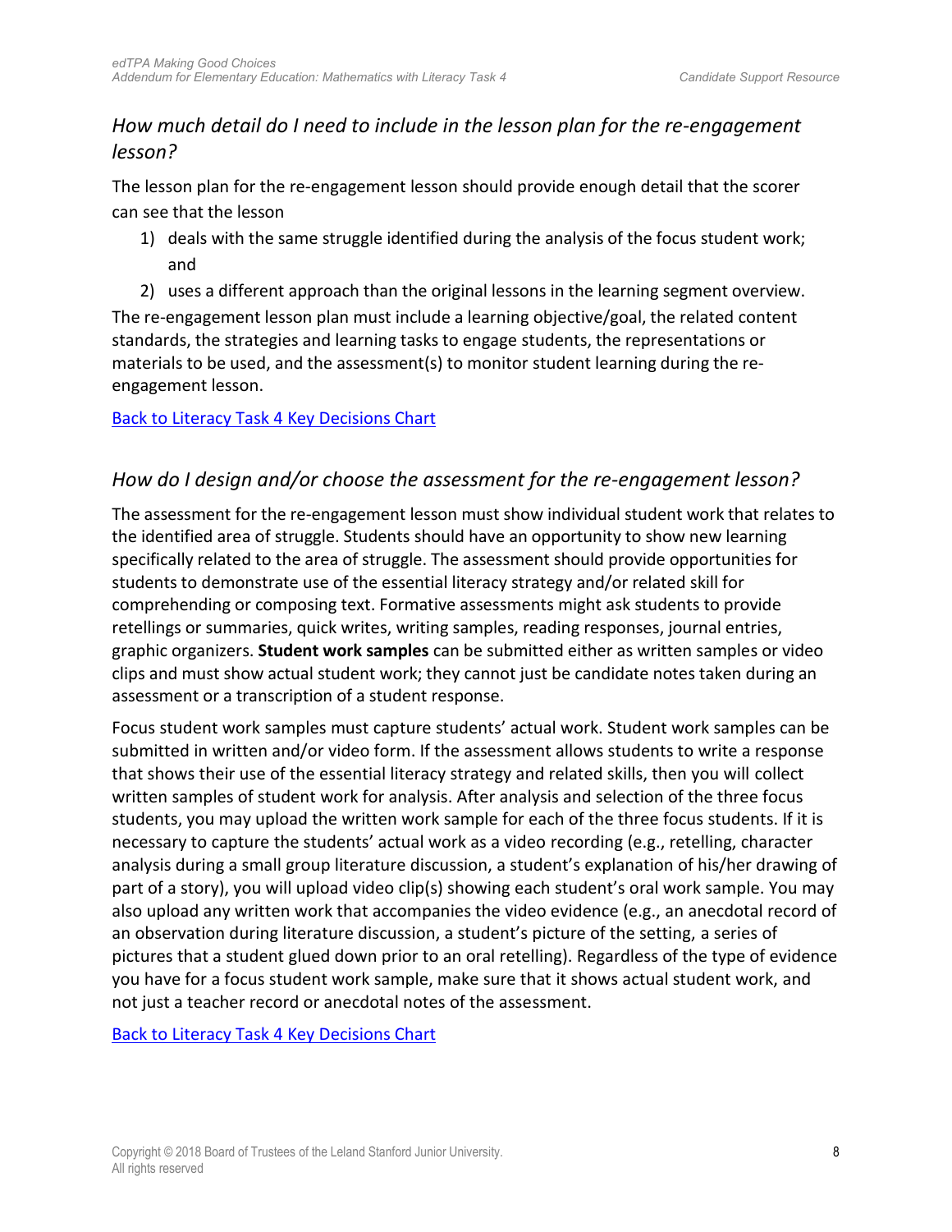### *How much detail do I need to include in the lesson plan for the re-engagement lesson?*

The lesson plan for the re-engagement lesson should provide enough detail that the scorer can see that the lesson

1) deals with the same struggle identified during the analysis of the focus student work; and
2) uses a different approach than the original lessons in the learning segment overview.

The re-engagement lesson plan must include a learning objective/goal, the related content standards, the strategies and learning tasks to engage students, the representations or materials to be used, and the assessment(s) to monitor student learning during the re-engagement lesson.

Back to Literacy Task 4 Key Decisions Chart

### *How do I design and/or choose the assessment for the re-engagement lesson?*

The assessment for the re-engagement lesson must show individual student work that relates to the identified area of struggle. Students should have an opportunity to show new learning specifically related to the area of struggle. The assessment should provide opportunities for students to demonstrate use of the essential literacy strategy and/or related skill for comprehending or composing text. Formative assessments might ask students to provide retellings or summaries, quick writes, writing samples, reading responses, journal entries, graphic organizers. **Student work samples** can be submitted either as written samples or video clips and must show actual student work; they cannot just be candidate notes taken during an assessment or a transcription of a student response.

Focus student work samples must capture students' actual work. Student work samples can be submitted in written and/or video form. If the assessment allows students to write a response that shows their use of the essential literacy strategy and related skills, then you will collect written samples of student work for analysis. After analysis and selection of the three focus students, you may upload the written work sample for each of the three focus students. If it is necessary to capture the students' actual work as a video recording (e.g., retelling, character analysis during a small group literature discussion, a student's explanation of his/her drawing of part of a story), you will upload video clip(s) showing each student's oral work sample. You may also upload any written work that accompanies the video evidence (e.g., an anecdotal record of an observation during literature discussion, a student's picture of the setting, a series of pictures that a student glued down prior to an oral retelling). Regardless of the type of evidence you have for a focus student work sample, make sure that it shows actual student work, and not just a teacher record or anecdotal notes of the assessment.

Back to Literacy Task 4 Key Decisions Chart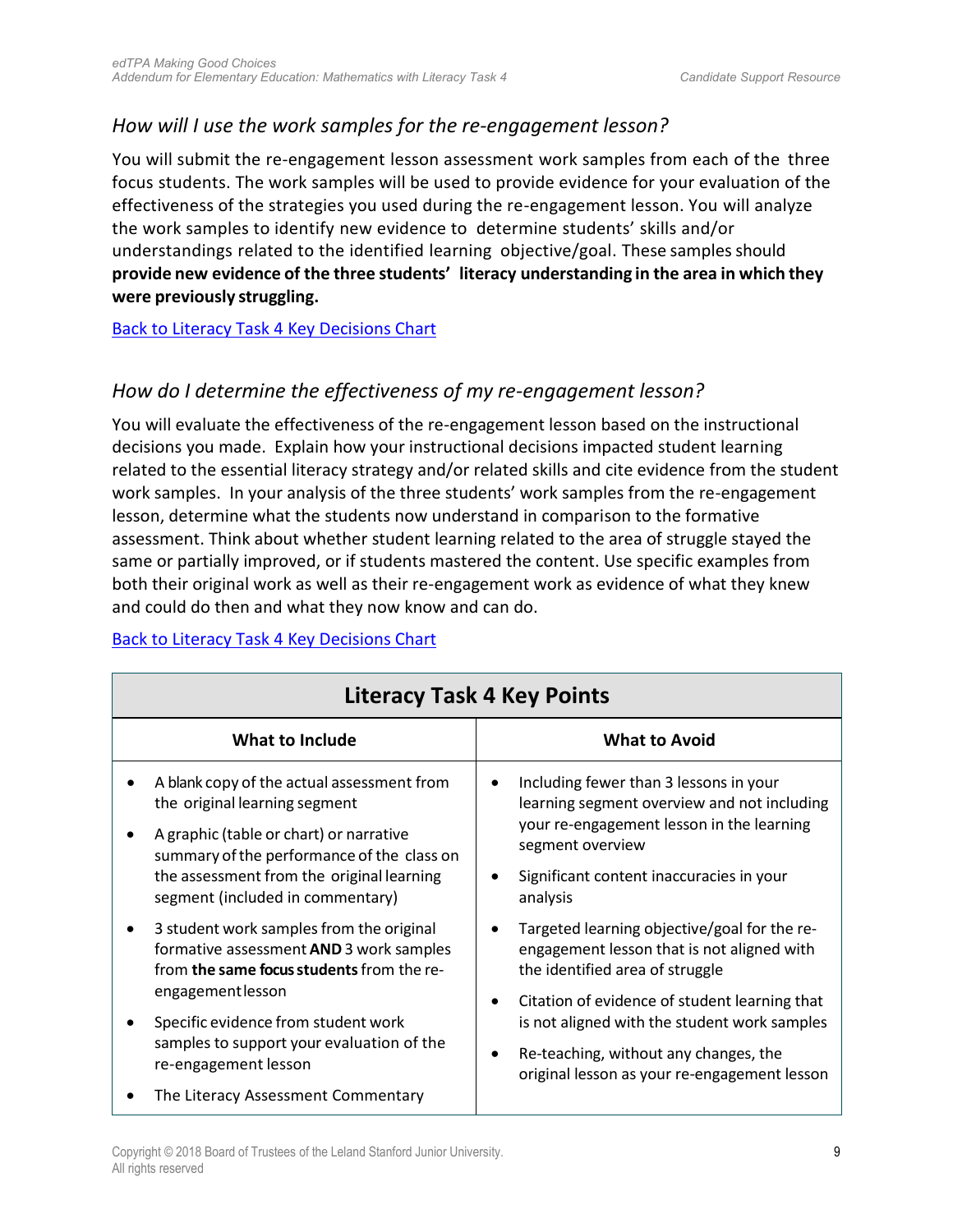### *How will I use the work samples for the re-engagement lesson?*

You will submit the re-engagement lesson assessment work samples from each of the three focus students. The work samples will be used to provide evidence for your evaluation of the effectiveness of the strategies you used during the re-engagement lesson. You will analyze the work samples to identify new evidence to determine students' skills and/or understandings related to the identified learning objective/goal. These samples should **provide new evidence of the three students' literacy understanding in the area in which they were previously struggling.**

Back to Literacy Task 4 Key Decisions Chart

### *How do I determine the effectiveness of my re-engagement lesson?*

You will evaluate the effectiveness of the re-engagement lesson based on the instructional decisions you made. Explain how your instructional decisions impacted student learning related to the essential literacy strategy and/or related skills and cite evidence from the student work samples. In your analysis of the three students' work samples from the re-engagement lesson, determine what the students now understand in comparison to the formative assessment. Think about whether student learning related to the area of struggle stayed the same or partially improved, or if students mastered the content. Use specific examples from both their original work as well as their re-engagement work as evidence of what they knew and could do then and what they now know and can do.

Back to Literacy Task 4 Key Decisions Chart

**Literacy Task 4 Key Points**

| What to Include | What to Avoid |
|---|---|
| • A blank copy of the actual assessment from the original learning segment<br>• A graphic (table or chart) or narrative summary of the performance of the class on the assessment from the original learning segment (included in commentary)<br>• 3 student work samples from the original formative assessment **AND** 3 work samples from **the same focus students** from the re-engagement lesson<br>• Specific evidence from student work samples to support your evaluation of the re-engagement lesson<br>• The Literacy Assessment Commentary | • Including fewer than 3 lessons in your learning segment overview and not including your re-engagement lesson in the learning segment overview<br>• Significant content inaccuracies in your analysis<br>• Targeted learning objective/goal for the re-engagement lesson that is not aligned with the identified area of struggle<br>• Citation of evidence of student learning that is not aligned with the student work samples<br>• Re-teaching, without any changes, the original lesson as your re-engagement lesson |